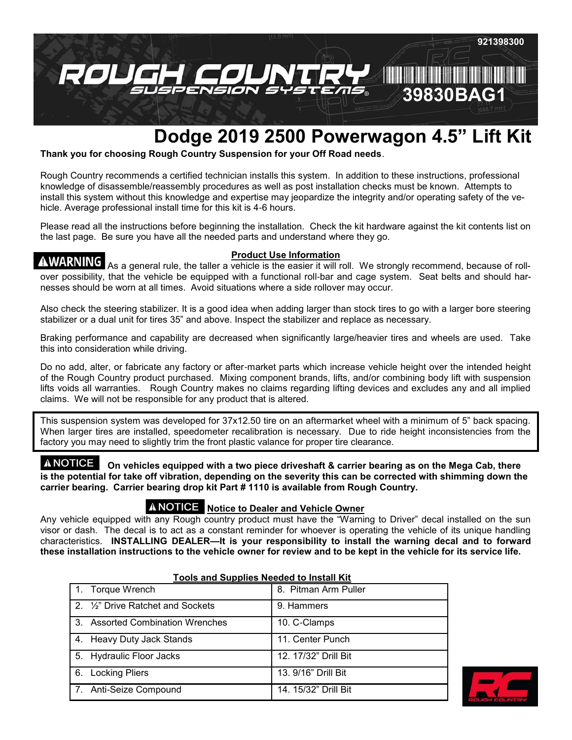921398300

ROUGH COUNTRY SUSPENSION SYSTEMS®

39830BAG1

# Dodge 2019 2500 Powerwagon 4.5" Lift Kit

**Thank you for choosing Rough Country Suspension for your Off Road needs**.

Rough Country recommends a certified technician installs this system. In addition to these instructions, professional knowledge of disassemble/reassembly procedures as well as post installation checks must be known. Attempts to install this system without this knowledge and expertise may jeopardize the integrity and/or operating safety of the vehicle. Average professional install time for this kit is 4-6 hours.

Please read all the instructions before beginning the installation. Check the kit hardware against the kit contents list on the last page. Be sure you have all the needed parts and understand where they go.

**Product Use Information**

**⚠WARNING** As a general rule, the taller a vehicle is the easier it will roll. We strongly recommend, because of rollover possibility, that the vehicle be equipped with a functional roll-bar and cage system. Seat belts and should harnesses should be worn at all times. Avoid situations where a side rollover may occur.

Also check the steering stabilizer. It is a good idea when adding larger than stock tires to go with a larger bore steering stabilizer or a dual unit for tires 35" and above. Inspect the stabilizer and replace as necessary.

Braking performance and capability are decreased when significantly large/heavier tires and wheels are used. Take this into consideration while driving.

Do no add, alter, or fabricate any factory or after-market parts which increase vehicle height over the intended height of the Rough Country product purchased. Mixing component brands, lifts, and/or combining body lift with suspension lifts voids all warranties. Rough Country makes no claims regarding lifting devices and excludes any and all implied claims. We will not be responsible for any product that is altered.

This suspension system was developed for 37x12.50 tire on an aftermarket wheel with a minimum of 5" back spacing. When larger tires are installed, speedometer recalibration is necessary. Due to ride height inconsistencies from the factory you may need to slightly trim the front plastic valance for proper tire clearance.

**⚠NOTICE** **On vehicles equipped with a two piece driveshaft & carrier bearing as on the Mega Cab, there is the potential for take off vibration, depending on the severity this can be corrected with shimming down the carrier bearing. Carrier bearing drop kit Part # 1110 is available from Rough Country.**

**⚠NOTICE** **Notice to Dealer and Vehicle Owner**

Any vehicle equipped with any Rough country product must have the "Warning to Driver" decal installed on the sun visor or dash. The decal is to act as a constant reminder for whoever is operating the vehicle of its unique handling characteristics. **INSTALLING DEALER—It is your responsibility to install the warning decal and to forward these installation instructions to the vehicle owner for review and to be kept in the vehicle for its service life.**

**Tools and Supplies Needed to Install Kit**

| | |
|---|---|
| 1. Torque Wrench | 8. Pitman Arm Puller |
| 2. ½" Drive Ratchet and Sockets | 9. Hammers |
| 3. Assorted Combination Wrenches | 10. C-Clamps |
| 4. Heavy Duty Jack Stands | 11. Center Punch |
| 5. Hydraulic Floor Jacks | 12. 17/32" Drill Bit |
| 6. Locking Pliers | 13. 9/16" Drill Bit |
| 7. Anti-Seize Compound | 14. 15/32" Drill Bit |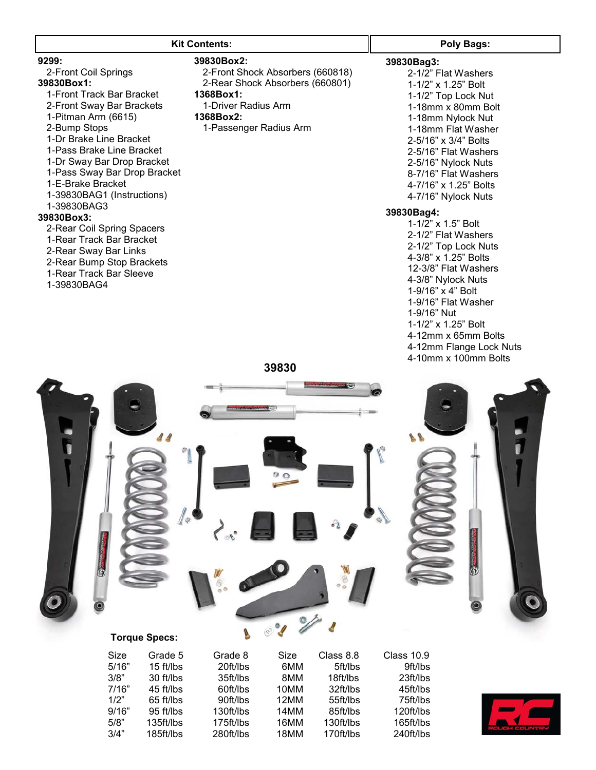## Kit Contents:

**9299:**
- 2-Front Coil Springs

**39830Box1:**
- 1-Front Track Bar Bracket
- 2-Front Sway Bar Brackets
- 1-Pitman Arm (6615)
- 2-Bump Stops
- 1-Dr Brake Line Bracket
- 1-Pass Brake Line Bracket
- 1-Dr Sway Bar Drop Bracket
- 1-Pass Sway Bar Drop Bracket
- 1-E-Brake Bracket
- 1-39830BAG1 (Instructions)
- 1-39830BAG3

**39830Box3:**
- 2-Rear Coil Spring Spacers
- 1-Rear Track Bar Bracket
- 2-Rear Sway Bar Links
- 2-Rear Bump Stop Brackets
- 1-Rear Track Bar Sleeve
- 1-39830BAG4

**39830Box2:**
- 2-Front Shock Absorbers (660818)
- 2-Rear Shock Absorbers (660801)

**1368Box1:**
- 1-Driver Radius Arm

**1368Box2:**
- 1-Passenger Radius Arm

## Poly Bags:

**39830Bag3:**
- 2-1/2" Flat Washers
- 1-1/2" x 1.25" Bolt
- 1-1/2" Top Lock Nut
- 1-18mm x 80mm Bolt
- 1-18mm Nylock Nut
- 1-18mm Flat Washer
- 2-5/16" x 3/4" Bolts
- 2-5/16" Flat Washers
- 2-5/16" Nylock Nuts
- 8-7/16" Flat Washers
- 4-7/16" x 1.25" Bolts
- 4-7/16" Nylock Nuts

**39830Bag4:**
- 1-1/2" x 1.5" Bolt
- 2-1/2" Flat Washers
- 2-1/2" Top Lock Nuts
- 4-3/8" x 1.25" Bolts
- 12-3/8" Flat Washers
- 4-3/8" Nylock Nuts
- 1-9/16" x 4" Bolt
- 1-9/16" Flat Washer
- 1-9/16" Nut
- 1-1/2" x 1.25" Bolt
- 4-12mm x 65mm Bolts
- 4-12mm Flange Lock Nuts
- 4-10mm x 100mm Bolts

**39830**

**Torque Specs:**

| Size | Grade 5 | Grade 8 | Size | Class 8.8 | Class 10.9 |
|---|---|---|---|---|---|
| 5/16" | 15 ft/lbs | 20ft/lbs | 6MM | 5ft/lbs | 9ft/lbs |
| 3/8" | 30 ft/lbs | 35ft/lbs | 8MM | 18ft/lbs | 23ft/lbs |
| 7/16" | 45 ft/lbs | 60ft/lbs | 10MM | 32ft/lbs | 45ft/lbs |
| 1/2" | 65 ft/lbs | 90ft/lbs | 12MM | 55ft/lbs | 75ft/lbs |
| 9/16" | 95 ft/lbs | 130ft/lbs | 14MM | 85ft/lbs | 120ft/lbs |
| 5/8" | 135ft/lbs | 175ft/lbs | 16MM | 130ft/lbs | 165ft/lbs |
| 3/4" | 185ft/lbs | 280ft/lbs | 18MM | 170ft/lbs | 240ft/lbs |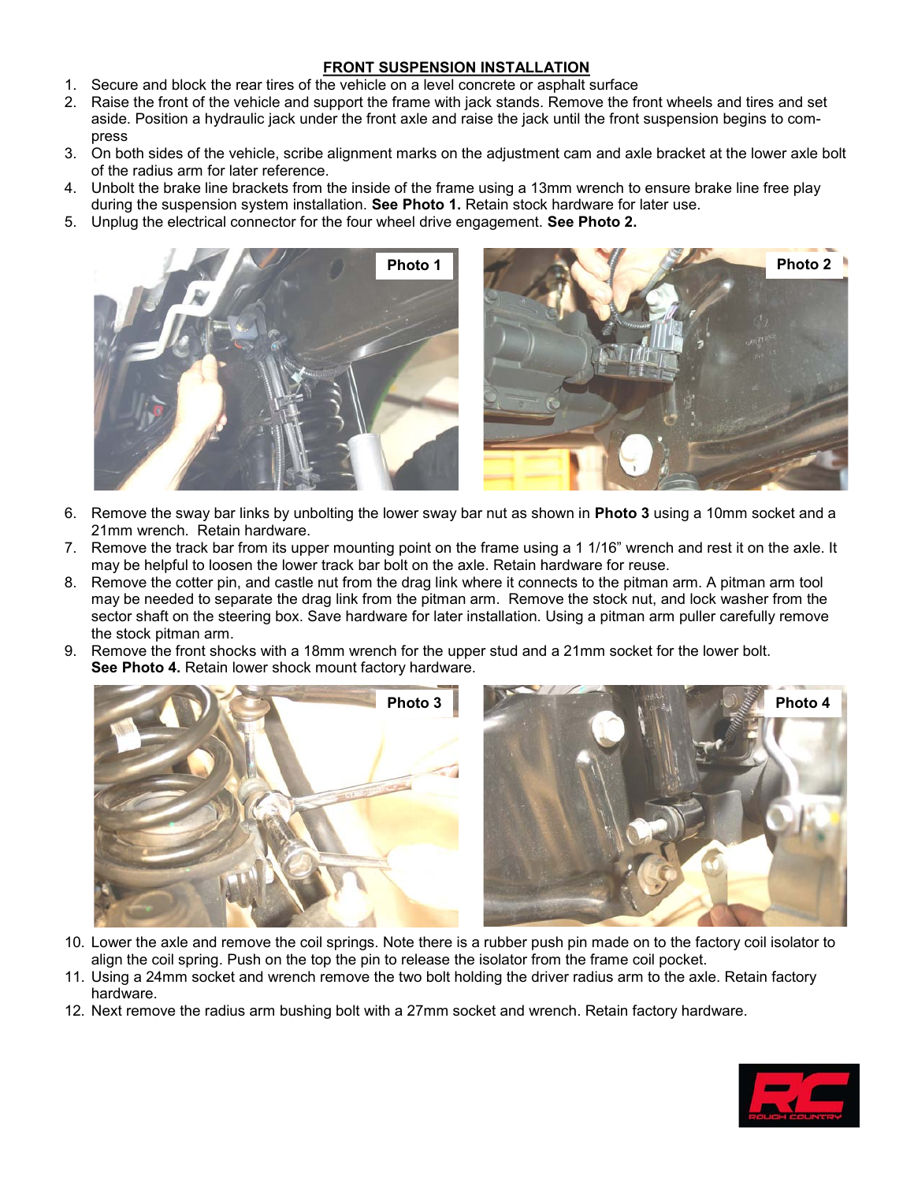## FRONT SUSPENSION INSTALLATION

1. Secure and block the rear tires of the vehicle on a level concrete or asphalt surface
2. Raise the front of the vehicle and support the frame with jack stands. Remove the front wheels and tires and set aside. Position a hydraulic jack under the front axle and raise the jack until the front suspension begins to compress
3. On both sides of the vehicle, scribe alignment marks on the adjustment cam and axle bracket at the lower axle bolt of the radius arm for later reference.
4. Unbolt the brake line brackets from the inside of the frame using a 13mm wrench to ensure brake line free play during the suspension system installation. **See Photo 1.** Retain stock hardware for later use.
5. Unplug the electrical connector for the four wheel drive engagement. **See Photo 2.**

Photo 1

Photo 2

6. Remove the sway bar links by unbolting the lower sway bar nut as shown in **Photo 3** using a 10mm socket and a 21mm wrench. Retain hardware.
7. Remove the track bar from its upper mounting point on the frame using a 1 1/16" wrench and rest it on the axle. It may be helpful to loosen the lower track bar bolt on the axle. Retain hardware for reuse.
8. Remove the cotter pin, and castle nut from the drag link where it connects to the pitman arm. A pitman arm tool may be needed to separate the drag link from the pitman arm. Remove the stock nut, and lock washer from the sector shaft on the steering box. Save hardware for later installation. Using a pitman arm puller carefully remove the stock pitman arm.
9. Remove the front shocks with a 18mm wrench for the upper stud and a 21mm socket for the lower bolt. **See Photo 4.** Retain lower shock mount factory hardware.

Photo 3

Photo 4

10. Lower the axle and remove the coil springs. Note there is a rubber push pin made on to the factory coil isolator to align the coil spring. Push on the top the pin to release the isolator from the frame coil pocket.
11. Using a 24mm socket and wrench remove the two bolt holding the driver radius arm to the axle. Retain factory hardware.
12. Next remove the radius arm bushing bolt with a 27mm socket and wrench. Retain factory hardware.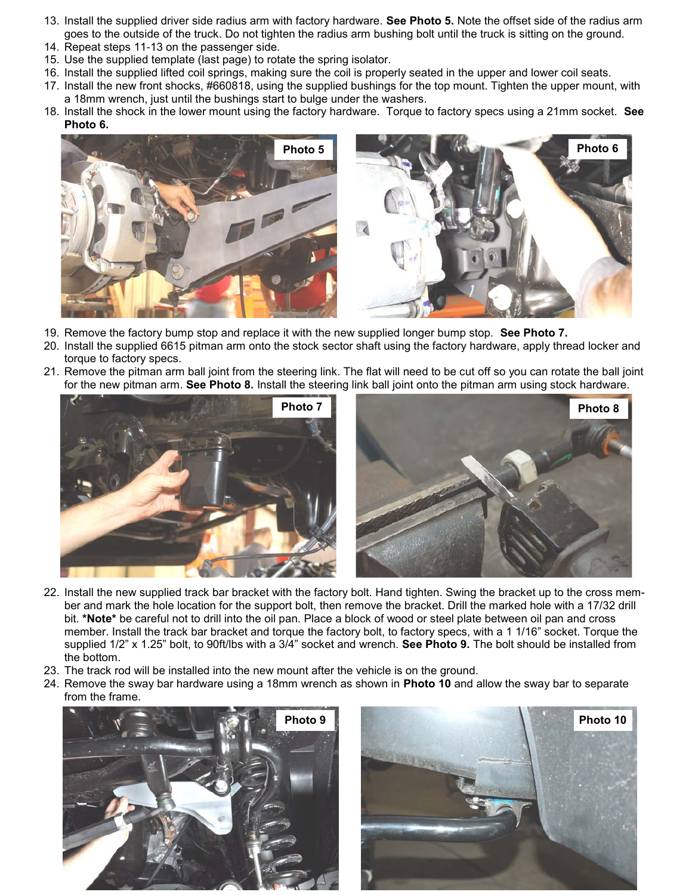13. Install the supplied driver side radius arm with factory hardware. **See Photo 5.** Note the offset side of the radius arm goes to the outside of the truck. Do not tighten the radius arm bushing bolt until the truck is sitting on the ground.
14. Repeat steps 11-13 on the passenger side.
15. Use the supplied template (last page) to rotate the spring isolator.
16. Install the supplied lifted coil springs, making sure the coil is properly seated in the upper and lower coil seats.
17. Install the new front shocks, #660818, using the supplied bushings for the top mount. Tighten the upper mount, with a 18mm wrench, just until the bushings start to bulge under the washers.
18. Install the shock in the lower mount using the factory hardware. Torque to factory specs using a 21mm socket. **See Photo 6.**

Photo 5

Photo 6

19. Remove the factory bump stop and replace it with the new supplied longer bump stop. **See Photo 7.**
20. Install the supplied 6615 pitman arm onto the stock sector shaft using the factory hardware, apply thread locker and torque to factory specs.
21. Remove the pitman arm ball joint from the steering link. The flat will need to be cut off so you can rotate the ball joint for the new pitman arm. **See Photo 8.** Install the steering link ball joint onto the pitman arm using stock hardware.

Photo 7

Photo 8

22. Install the new supplied track bar bracket with the factory bolt. Hand tighten. Swing the bracket up to the cross member and mark the hole location for the support bolt, then remove the bracket. Drill the marked hole with a 17/32 drill bit. ***Note*** be careful not to drill into the oil pan. Place a block of wood or steel plate between oil pan and cross member. Install the track bar bracket and torque the factory bolt, to factory specs, with a 1 1/16" socket. Torque the supplied 1/2" x 1.25" bolt, to 90ft/lbs with a 3/4" socket and wrench. **See Photo 9.** The bolt should be installed from the bottom.
23. The track rod will be installed into the new mount after the vehicle is on the ground.
24. Remove the sway bar hardware using a 18mm wrench as shown in **Photo 10** and allow the sway bar to separate from the frame.

Photo 9

Photo 10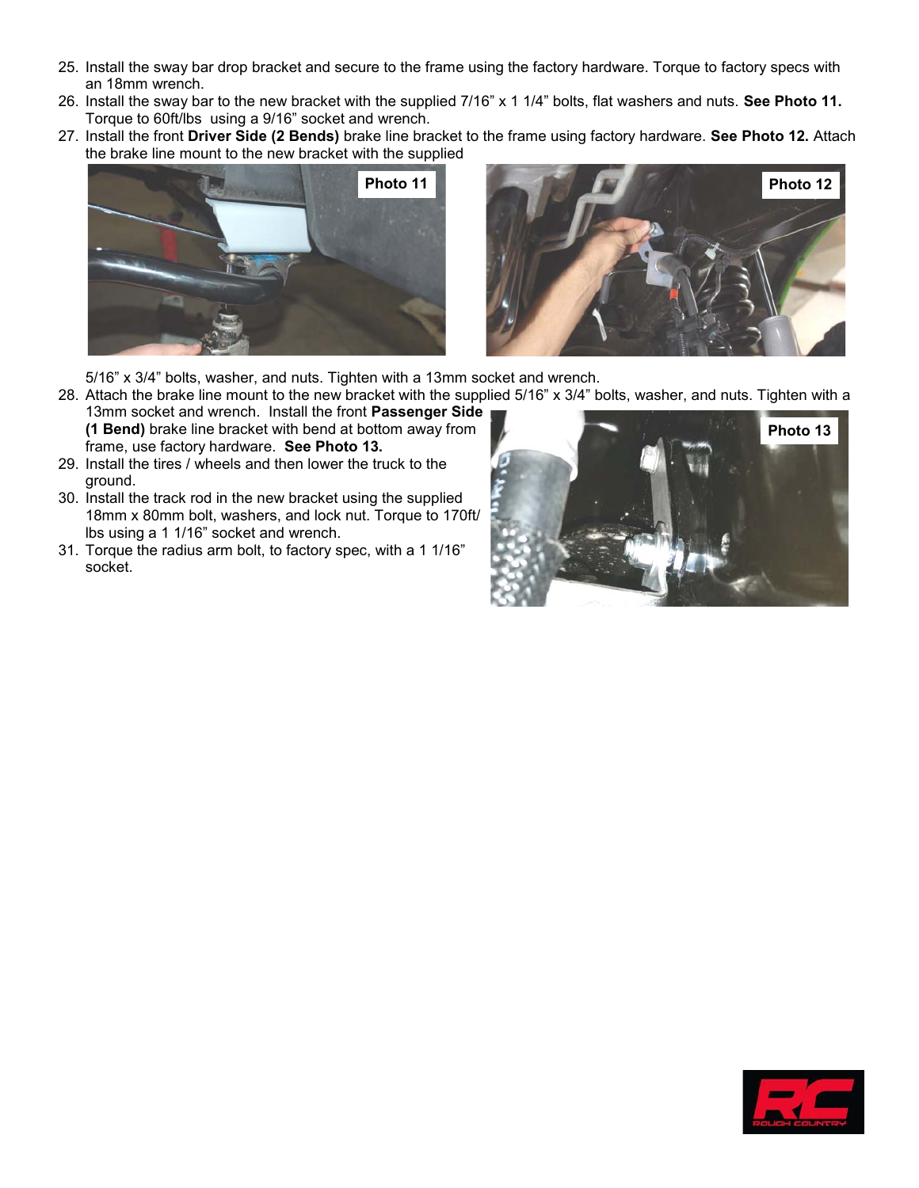25. Install the sway bar drop bracket and secure to the frame using the factory hardware. Torque to factory specs with an 18mm wrench.
26. Install the sway bar to the new bracket with the supplied 7/16" x 1 1/4" bolts, flat washers and nuts. **See Photo 11.** Torque to 60ft/lbs using a 9/16" socket and wrench.
27. Install the front **Driver Side (2 Bends)** brake line bracket to the frame using factory hardware. **See Photo 12.** Attach the brake line mount to the new bracket with the supplied 5/16" x 3/4" bolts, washer, and nuts. Tighten with a 13mm socket and wrench.

Photo 11

Photo 12

28. Attach the brake line mount to the new bracket with the supplied 5/16" x 3/4" bolts, washer, and nuts. Tighten with a 13mm socket and wrench. Install the front **Passenger Side (1 Bend)** brake line bracket with bend at bottom away from frame, use factory hardware. **See Photo 13.**
29. Install the tires / wheels and then lower the truck to the ground.
30. Install the track rod in the new bracket using the supplied 18mm x 80mm bolt, washers, and lock nut. Torque to 170ft/lbs using a 1 1/16" socket and wrench.
31. Torque the radius arm bolt, to factory spec, with a 1 1/16" socket.

Photo 13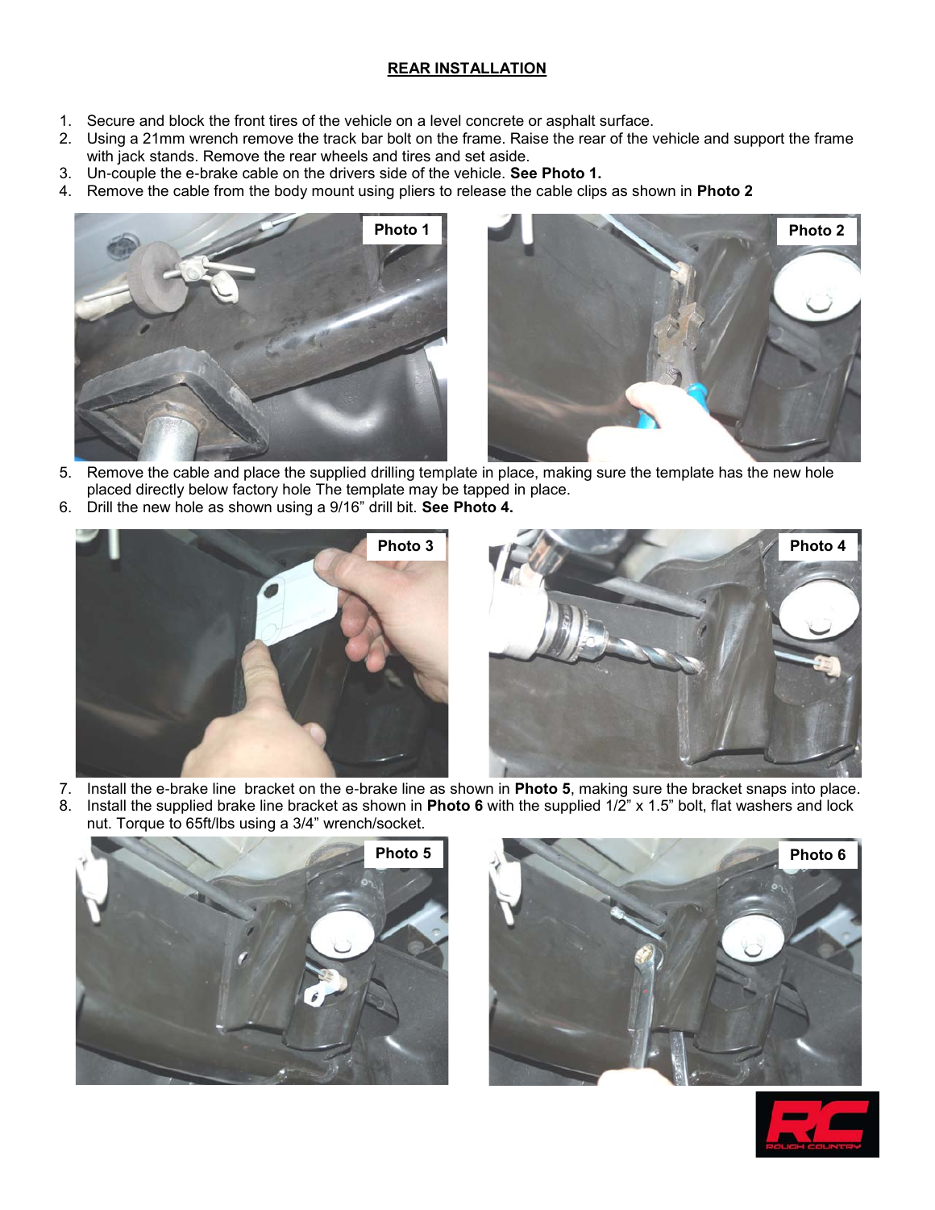## REAR INSTALLATION

1. Secure and block the front tires of the vehicle on a level concrete or asphalt surface.
2. Using a 21mm wrench remove the track bar bolt on the frame. Raise the rear of the vehicle and support the frame with jack stands. Remove the rear wheels and tires and set aside.
3. Un-couple the e-brake cable on the drivers side of the vehicle. **See Photo 1.**
4. Remove the cable from the body mount using pliers to release the cable clips as shown in **Photo 2**

Photo 1

Photo 2

5. Remove the cable and place the supplied drilling template in place, making sure the template has the new hole placed directly below factory hole The template may be tapped in place.
6. Drill the new hole as shown using a 9/16" drill bit. **See Photo 4.**

Photo 3

Photo 4

7. Install the e-brake line bracket on the e-brake line as shown in **Photo 5**, making sure the bracket snaps into place.
8. Install the supplied brake line bracket as shown in **Photo 6** with the supplied 1/2" x 1.5" bolt, flat washers and lock nut. Torque to 65ft/lbs using a 3/4" wrench/socket.

Photo 5

Photo 6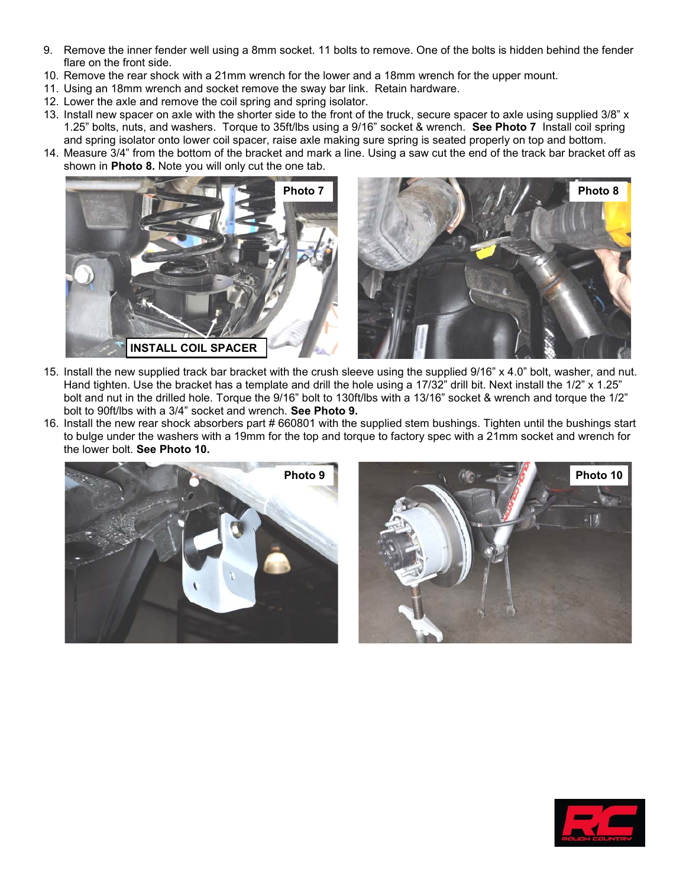9. Remove the inner fender well using a 8mm socket. 11 bolts to remove. One of the bolts is hidden behind the fender flare on the front side.
10. Remove the rear shock with a 21mm wrench for the lower and a 18mm wrench for the upper mount.
11. Using an 18mm wrench and socket remove the sway bar link. Retain hardware.
12. Lower the axle and remove the coil spring and spring isolator.
13. Install new spacer on axle with the shorter side to the front of the truck, secure spacer to axle using supplied 3/8" x 1.25" bolts, nuts, and washers. Torque to 35ft/lbs using a 9/16" socket & wrench. **See Photo 7** Install coil spring and spring isolator onto lower coil spacer, raise axle making sure spring is seated properly on top and bottom.
14. Measure 3/4" from the bottom of the bracket and mark a line. Using a saw cut the end of the track bar bracket off as shown in **Photo 8.** Note you will only cut the one tab.

Photo 7

INSTALL COIL SPACER

Photo 8

15. Install the new supplied track bar bracket with the crush sleeve using the supplied 9/16" x 4.0" bolt, washer, and nut. Hand tighten. Use the bracket has a template and drill the hole using a 17/32" drill bit. Next install the 1/2" x 1.25" bolt and nut in the drilled hole. Torque the 9/16" bolt to 130ft/lbs with a 13/16" socket & wrench and torque the 1/2" bolt to 90ft/lbs with a 3/4" socket and wrench. **See Photo 9.**
16. Install the new rear shock absorbers part # 660801 with the supplied stem bushings. Tighten until the bushings start to bulge under the washers with a 19mm for the top and torque to factory spec with a 21mm socket and wrench for the lower bolt. **See Photo 10.**

Photo 9

Photo 10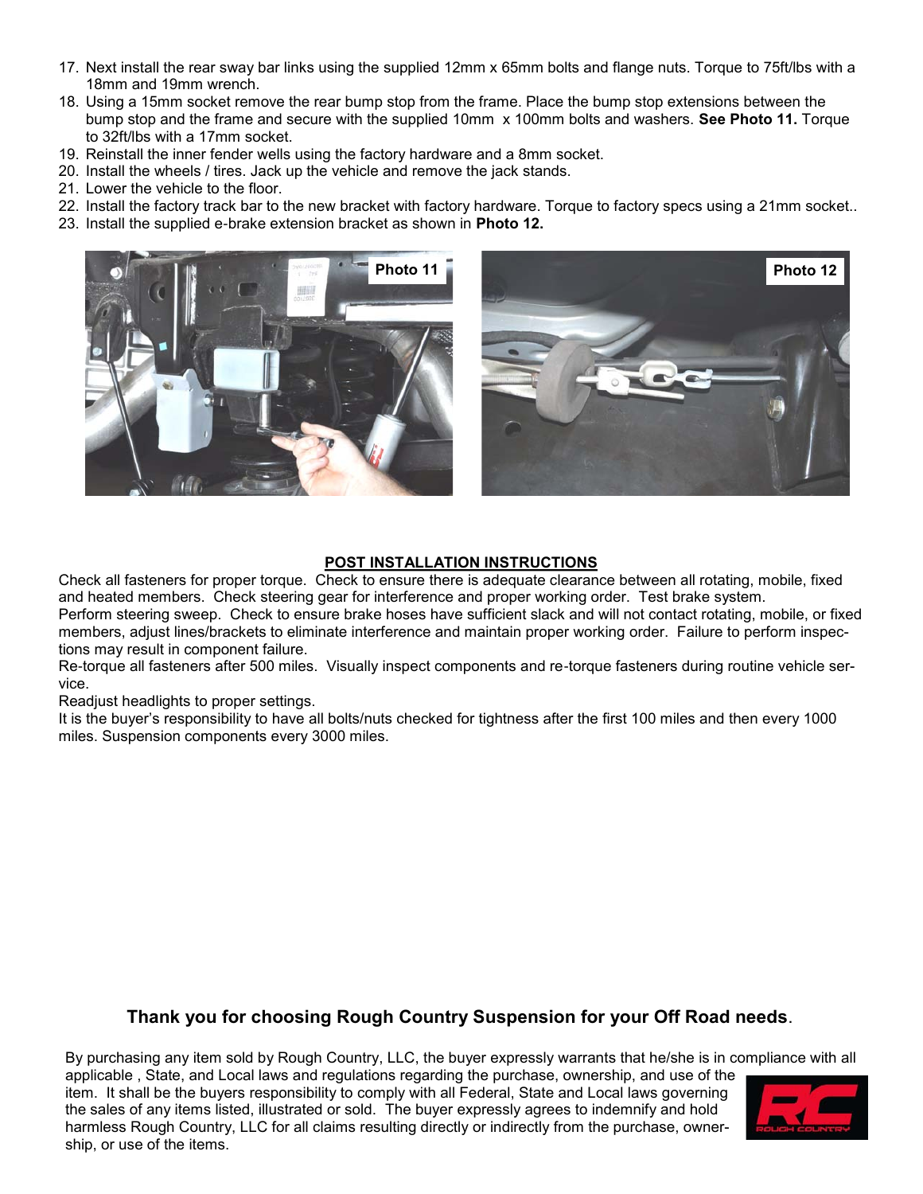17. Next install the rear sway bar links using the supplied 12mm x 65mm bolts and flange nuts. Torque to 75ft/lbs with a 18mm and 19mm wrench.
18. Using a 15mm socket remove the rear bump stop from the frame. Place the bump stop extensions between the bump stop and the frame and secure with the supplied 10mm x 100mm bolts and washers. **See Photo 11.** Torque to 32ft/lbs with a 17mm socket.
19. Reinstall the inner fender wells using the factory hardware and a 8mm socket.
20. Install the wheels / tires. Jack up the vehicle and remove the jack stands.
21. Lower the vehicle to the floor.
22. Install the factory track bar to the new bracket with factory hardware. Torque to factory specs using a 21mm socket..
23. Install the supplied e-brake extension bracket as shown in **Photo 12.**

Photo 11

Photo 12

**POST INSTALLATION INSTRUCTIONS**

Check all fasteners for proper torque. Check to ensure there is adequate clearance between all rotating, mobile, fixed and heated members. Check steering gear for interference and proper working order. Test brake system.
Perform steering sweep. Check to ensure brake hoses have sufficient slack and will not contact rotating, mobile, or fixed members, adjust lines/brackets to eliminate interference and maintain proper working order. Failure to perform inspections may result in component failure.
Re-torque all fasteners after 500 miles. Visually inspect components and re-torque fasteners during routine vehicle service.
Readjust headlights to proper settings.
It is the buyer's responsibility to have all bolts/nuts checked for tightness after the first 100 miles and then every 1000 miles. Suspension components every 3000 miles.

**Thank you for choosing Rough Country Suspension for your Off Road needs**.

By purchasing any item sold by Rough Country, LLC, the buyer expressly warrants that he/she is in compliance with all applicable , State, and Local laws and regulations regarding the purchase, ownership, and use of the item. It shall be the buyers responsibility to comply with all Federal, State and Local laws governing the sales of any items listed, illustrated or sold. The buyer expressly agrees to indemnify and hold harmless Rough Country, LLC for all claims resulting directly or indirectly from the purchase, ownership, or use of the items.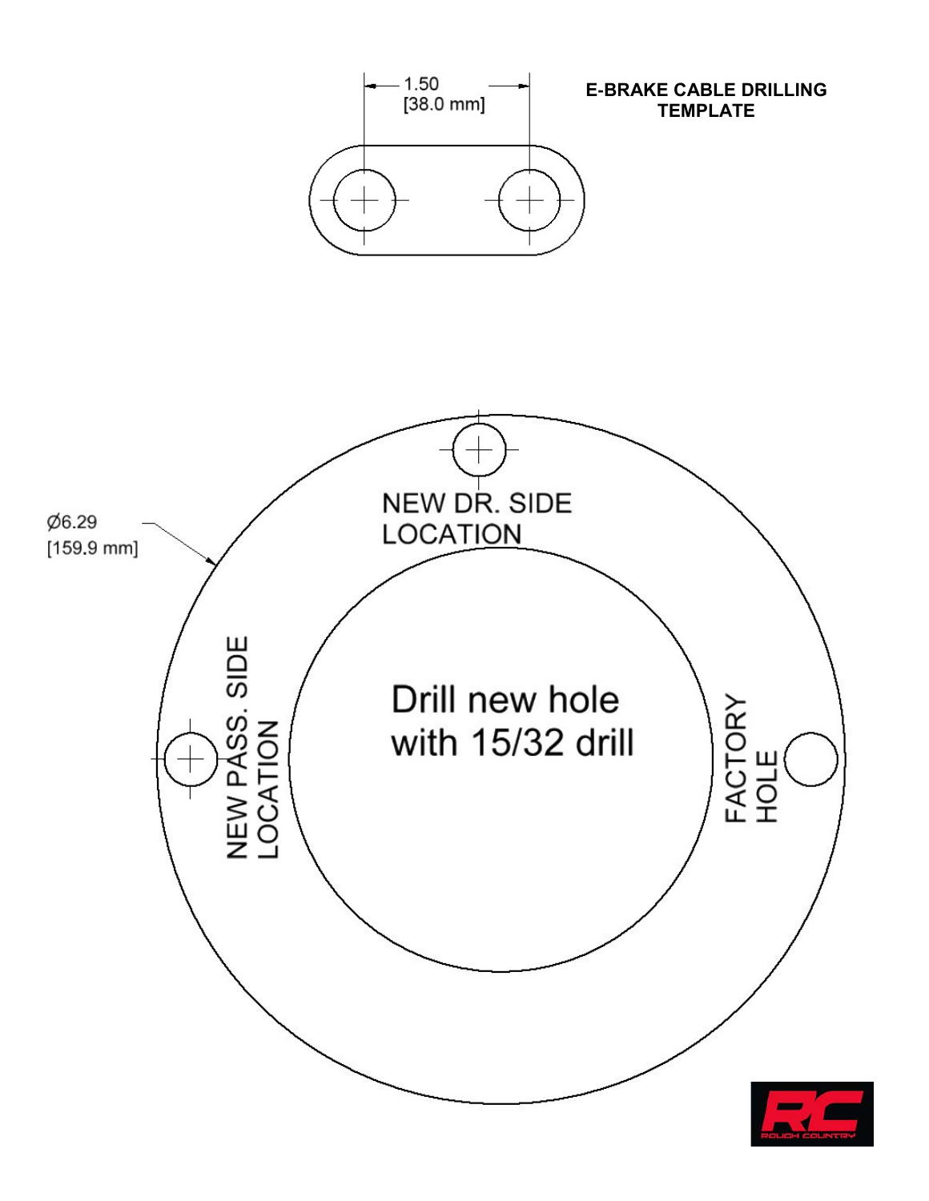**E-BRAKE CABLE DRILLING TEMPLATE**

1.50
[38.0 mm]

Ø6.29
[159.9 mm]

NEW DR. SIDE LOCATION

NEW PASS. SIDE LOCATION

Drill new hole with 15/32 drill

FACTORY HOLE